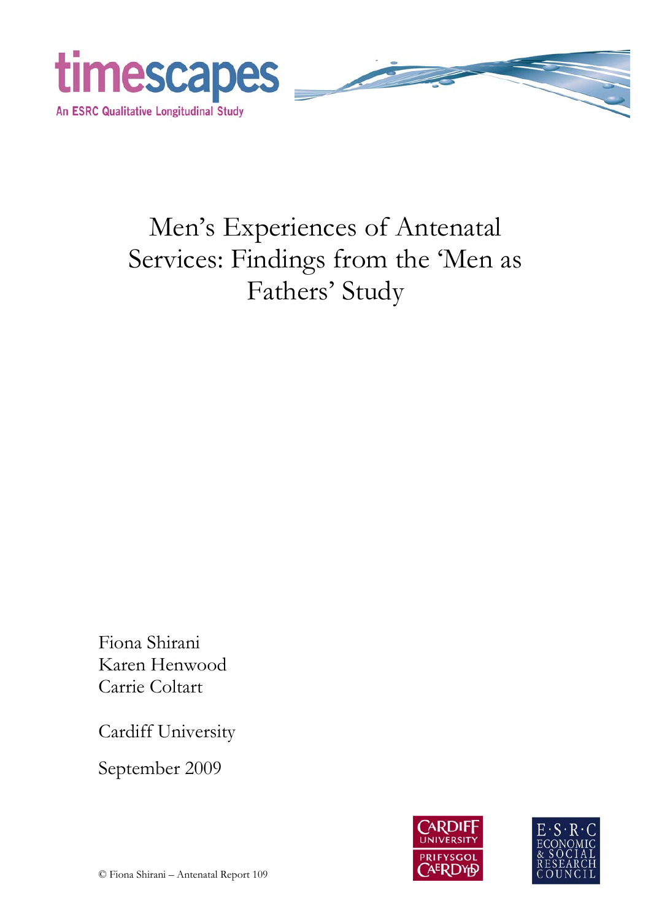timescapes

An ESRC Qualitative Longitudinal Study

# Men's Experiences of Antenatal Services: Findings from the 'Men as Fathers' Study

Fiona Shirani
Karen Henwood
Carrie Coltart

Cardiff University

September 2009

© Fiona Shirani – Antenatal Report 109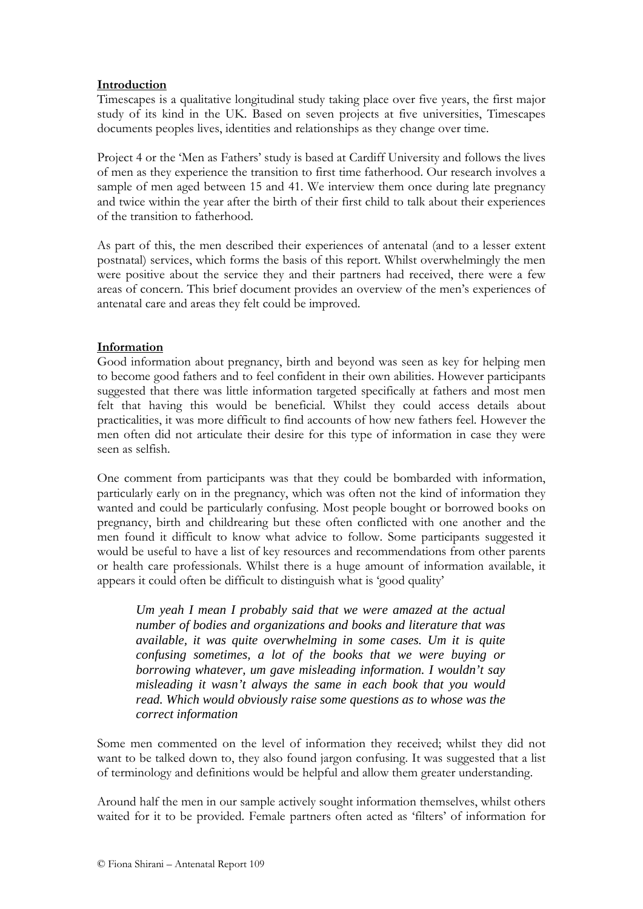## Introduction

Timescapes is a qualitative longitudinal study taking place over five years, the first major study of its kind in the UK. Based on seven projects at five universities, Timescapes documents peoples lives, identities and relationships as they change over time.

Project 4 or the 'Men as Fathers' study is based at Cardiff University and follows the lives of men as they experience the transition to first time fatherhood. Our research involves a sample of men aged between 15 and 41. We interview them once during late pregnancy and twice within the year after the birth of their first child to talk about their experiences of the transition to fatherhood.

As part of this, the men described their experiences of antenatal (and to a lesser extent postnatal) services, which forms the basis of this report. Whilst overwhelmingly the men were positive about the service they and their partners had received, there were a few areas of concern. This brief document provides an overview of the men's experiences of antenatal care and areas they felt could be improved.

## Information

Good information about pregnancy, birth and beyond was seen as key for helping men to become good fathers and to feel confident in their own abilities. However participants suggested that there was little information targeted specifically at fathers and most men felt that having this would be beneficial. Whilst they could access details about practicalities, it was more difficult to find accounts of how new fathers feel. However the men often did not articulate their desire for this type of information in case they were seen as selfish.

One comment from participants was that they could be bombarded with information, particularly early on in the pregnancy, which was often not the kind of information they wanted and could be particularly confusing. Most people bought or borrowed books on pregnancy, birth and childrearing but these often conflicted with one another and the men found it difficult to know what advice to follow. Some participants suggested it would be useful to have a list of key resources and recommendations from other parents or health care professionals. Whilst there is a huge amount of information available, it appears it could often be difficult to distinguish what is 'good quality'

> ***Um yeah I mean I probably said that we were amazed at the actual number of bodies and organizations and books and literature that was available, it was quite overwhelming in some cases. Um it is quite confusing sometimes, a lot of the books that we were buying or borrowing whatever, um gave misleading information. I wouldn't say misleading it wasn't always the same in each book that you would read. Which would obviously raise some questions as to whose was the correct information***

Some men commented on the level of information they received; whilst they did not want to be talked down to, they also found jargon confusing. It was suggested that a list of terminology and definitions would be helpful and allow them greater understanding.

Around half the men in our sample actively sought information themselves, whilst others waited for it to be provided. Female partners often acted as 'filters' of information for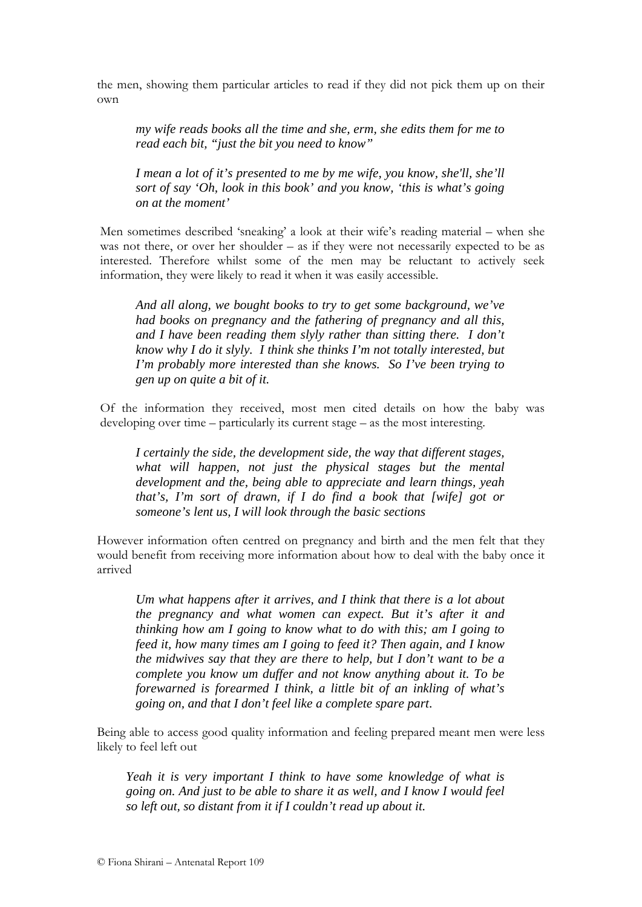the men, showing them particular articles to read if they did not pick them up on their own

> *my wife reads books all the time and she, erm, she edits them for me to read each bit, "just the bit you need to know"*

> *I mean a lot of it's presented to me by me wife, you know, she'll, she'll sort of say 'Oh, look in this book' and you know, 'this is what's going on at the moment'*

Men sometimes described 'sneaking' a look at their wife's reading material – when she was not there, or over her shoulder – as if they were not necessarily expected to be as interested. Therefore whilst some of the men may be reluctant to actively seek information, they were likely to read it when it was easily accessible.

> *And all along, we bought books to try to get some background, we've had books on pregnancy and the fathering of pregnancy and all this, and I have been reading them slyly rather than sitting there. I don't know why I do it slyly. I think she thinks I'm not totally interested, but I'm probably more interested than she knows. So I've been trying to gen up on quite a bit of it.*

Of the information they received, most men cited details on how the baby was developing over time – particularly its current stage – as the most interesting.

> *I certainly the side, the development side, the way that different stages, what will happen, not just the physical stages but the mental development and the, being able to appreciate and learn things, yeah that's, I'm sort of drawn, if I do find a book that [wife] got or someone's lent us, I will look through the basic sections*

However information often centred on pregnancy and birth and the men felt that they would benefit from receiving more information about how to deal with the baby once it arrived

> *Um what happens after it arrives, and I think that there is a lot about the pregnancy and what women can expect. But it's after it and thinking how am I going to know what to do with this; am I going to feed it, how many times am I going to feed it? Then again, and I know the midwives say that they are there to help, but I don't want to be a complete you know um duffer and not know anything about it. To be forewarned is forearmed I think, a little bit of an inkling of what's going on, and that I don't feel like a complete spare part.*

Being able to access good quality information and feeling prepared meant men were less likely to feel left out

> *Yeah it is very important I think to have some knowledge of what is going on. And just to be able to share it as well, and I know I would feel so left out, so distant from it if I couldn't read up about it.*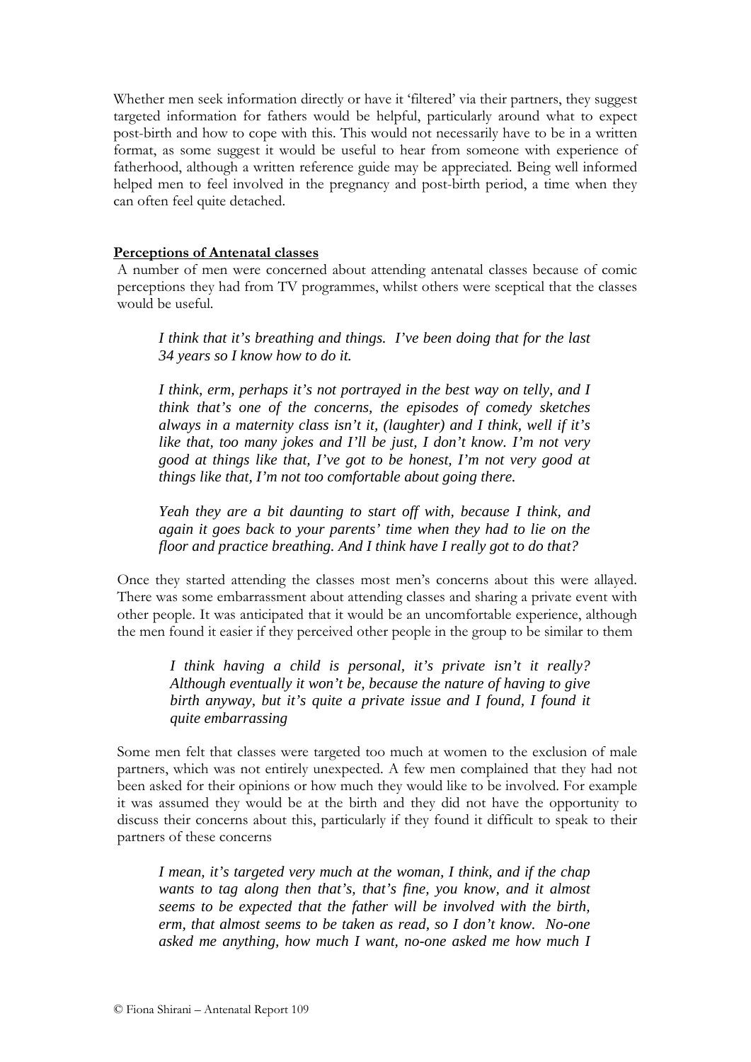Whether men seek information directly or have it 'filtered' via their partners, they suggest targeted information for fathers would be helpful, particularly around what to expect post-birth and how to cope with this. This would not necessarily have to be in a written format, as some suggest it would be useful to hear from someone with experience of fatherhood, although a written reference guide may be appreciated. Being well informed helped men to feel involved in the pregnancy and post-birth period, a time when they can often feel quite detached.

**Perceptions of Antenatal classes**

A number of men were concerned about attending antenatal classes because of comic perceptions they had from TV programmes, whilst others were sceptical that the classes would be useful.

> *I think that it's breathing and things. I've been doing that for the last 34 years so I know how to do it.*

> *I think, erm, perhaps it's not portrayed in the best way on telly, and I think that's one of the concerns, the episodes of comedy sketches always in a maternity class isn't it, (laughter) and I think, well if it's like that, too many jokes and I'll be just, I don't know. I'm not very good at things like that, I've got to be honest, I'm not very good at things like that, I'm not too comfortable about going there.*

> *Yeah they are a bit daunting to start off with, because I think, and again it goes back to your parents' time when they had to lie on the floor and practice breathing. And I think have I really got to do that?*

Once they started attending the classes most men's concerns about this were allayed. There was some embarrassment about attending classes and sharing a private event with other people. It was anticipated that it would be an uncomfortable experience, although the men found it easier if they perceived other people in the group to be similar to them

> *I think having a child is personal, it's private isn't it really? Although eventually it won't be, because the nature of having to give birth anyway, but it's quite a private issue and I found, I found it quite embarrassing*

Some men felt that classes were targeted too much at women to the exclusion of male partners, which was not entirely unexpected. A few men complained that they had not been asked for their opinions or how much they would like to be involved. For example it was assumed they would be at the birth and they did not have the opportunity to discuss their concerns about this, particularly if they found it difficult to speak to their partners of these concerns

> *I mean, it's targeted very much at the woman, I think, and if the chap wants to tag along then that's, that's fine, you know, and it almost seems to be expected that the father will be involved with the birth, erm, that almost seems to be taken as read, so I don't know. No-one asked me anything, how much I want, no-one asked me how much I*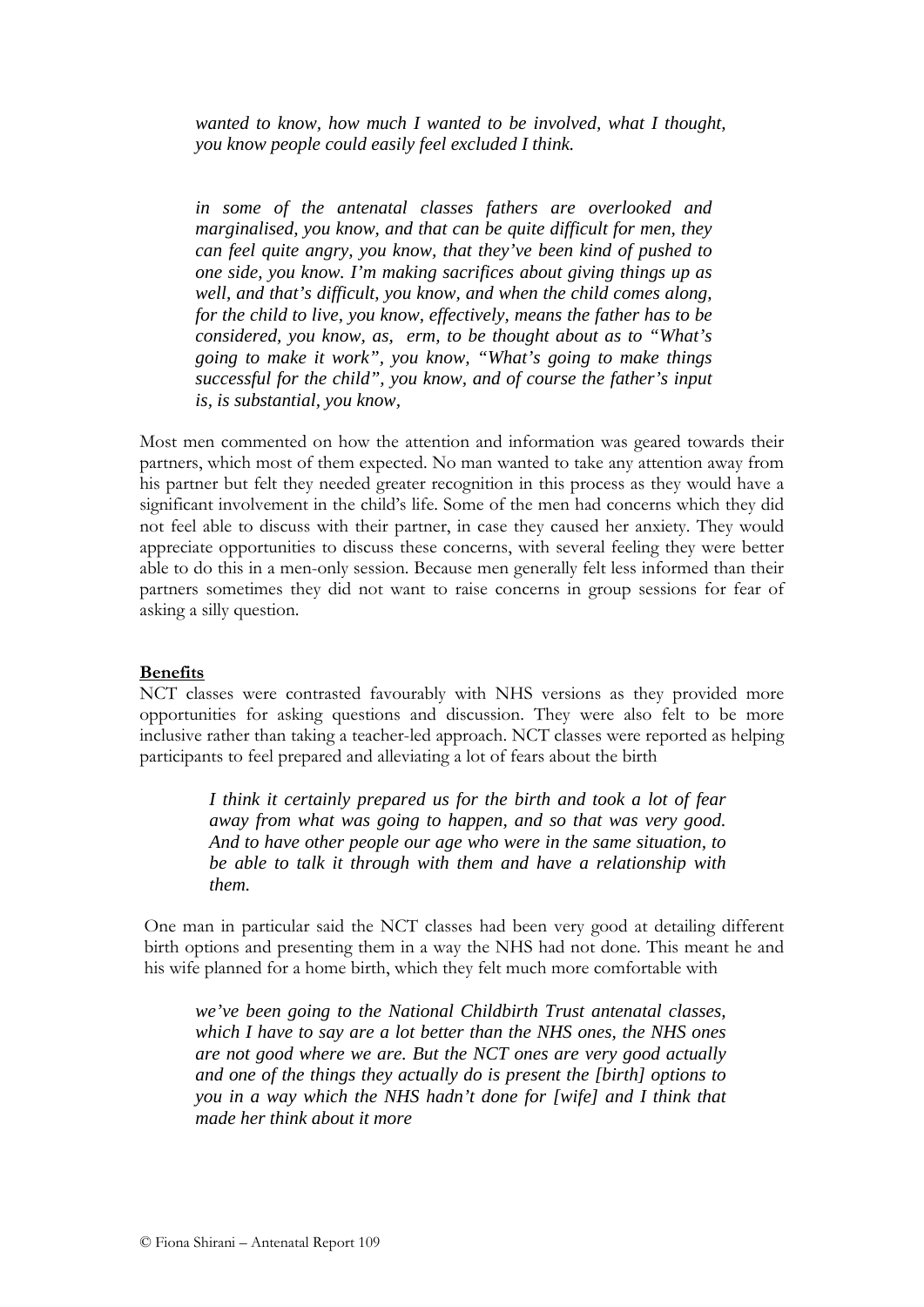*wanted to know, how much I wanted to be involved, what I thought, you know people could easily feel excluded I think.*

*in some of the antenatal classes fathers are overlooked and marginalised, you know, and that can be quite difficult for men, they can feel quite angry, you know, that they've been kind of pushed to one side, you know. I'm making sacrifices about giving things up as well, and that's difficult, you know, and when the child comes along, for the child to live, you know, effectively, means the father has to be considered, you know, as, erm, to be thought about as to "What's going to make it work", you know, "What's going to make things successful for the child", you know, and of course the father's input is, is substantial, you know,*

Most men commented on how the attention and information was geared towards their partners, which most of them expected. No man wanted to take any attention away from his partner but felt they needed greater recognition in this process as they would have a significant involvement in the child's life. Some of the men had concerns which they did not feel able to discuss with their partner, in case they caused her anxiety. They would appreciate opportunities to discuss these concerns, with several feeling they were better able to do this in a men-only session. Because men generally felt less informed than their partners sometimes they did not want to raise concerns in group sessions for fear of asking a silly question.

**Benefits**

NCT classes were contrasted favourably with NHS versions as they provided more opportunities for asking questions and discussion. They were also felt to be more inclusive rather than taking a teacher-led approach. NCT classes were reported as helping participants to feel prepared and alleviating a lot of fears about the birth

*I think it certainly prepared us for the birth and took a lot of fear away from what was going to happen, and so that was very good. And to have other people our age who were in the same situation, to be able to talk it through with them and have a relationship with them.*

One man in particular said the NCT classes had been very good at detailing different birth options and presenting them in a way the NHS had not done. This meant he and his wife planned for a home birth, which they felt much more comfortable with

*we've been going to the National Childbirth Trust antenatal classes, which I have to say are a lot better than the NHS ones, the NHS ones are not good where we are. But the NCT ones are very good actually and one of the things they actually do is present the [birth] options to you in a way which the NHS hadn't done for [wife] and I think that made her think about it more*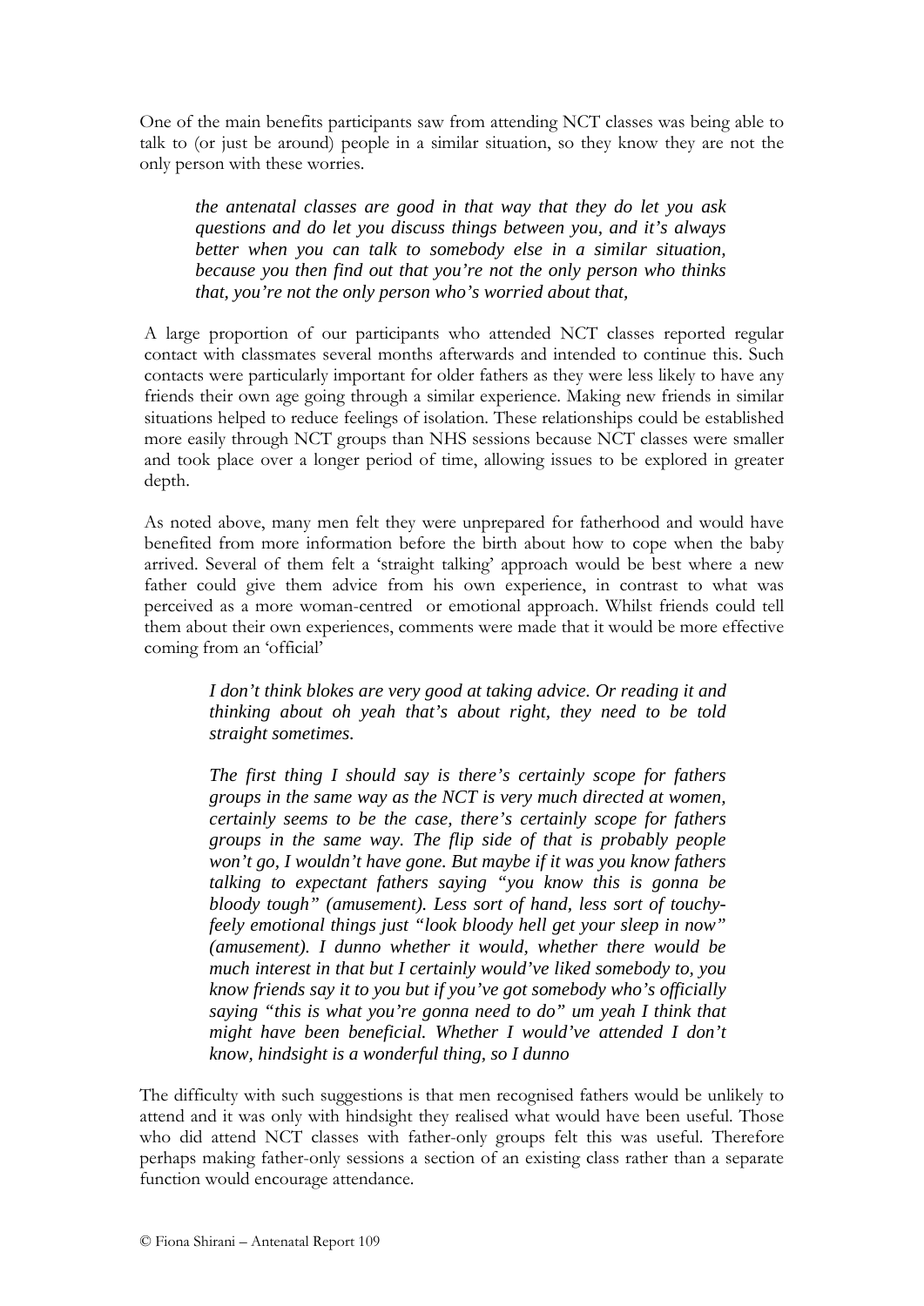One of the main benefits participants saw from attending NCT classes was being able to talk to (or just be around) people in a similar situation, so they know they are not the only person with these worries.

> ***the antenatal classes are good in that way that they do let you ask questions and do let you discuss things between you, and it's always better when you can talk to somebody else in a similar situation, because you then find out that you're not the only person who thinks that, you're not the only person who's worried about that,***

A large proportion of our participants who attended NCT classes reported regular contact with classmates several months afterwards and intended to continue this. Such contacts were particularly important for older fathers as they were less likely to have any friends their own age going through a similar experience. Making new friends in similar situations helped to reduce feelings of isolation. These relationships could be established more easily through NCT groups than NHS sessions because NCT classes were smaller and took place over a longer period of time, allowing issues to be explored in greater depth.

As noted above, many men felt they were unprepared for fatherhood and would have benefited from more information before the birth about how to cope when the baby arrived. Several of them felt a 'straight talking' approach would be best where a new father could give them advice from his own experience, in contrast to what was perceived as a more woman-centred or emotional approach. Whilst friends could tell them about their own experiences, comments were made that it would be more effective coming from an 'official'

> *I don't think blokes are very good at taking advice. Or reading it and thinking about oh yeah that's about right, they need to be told straight sometimes.*

> *The first thing I should say is there's certainly scope for fathers groups in the same way as the NCT is very much directed at women, certainly seems to be the case, there's certainly scope for fathers groups in the same way. The flip side of that is probably people won't go, I wouldn't have gone. But maybe if it was you know fathers talking to expectant fathers saying "you know this is gonna be bloody tough" (amusement). Less sort of hand, less sort of touchy-feely emotional things just "look bloody hell get your sleep in now" (amusement). I dunno whether it would, whether there would be much interest in that but I certainly would've liked somebody to, you know friends say it to you but if you've got somebody who's officially saying "this is what you're gonna need to do" um yeah I think that might have been beneficial. Whether I would've attended I don't know, hindsight is a wonderful thing, so I dunno*

The difficulty with such suggestions is that men recognised fathers would be unlikely to attend and it was only with hindsight they realised what would have been useful. Those who did attend NCT classes with father-only groups felt this was useful. Therefore perhaps making father-only sessions a section of an existing class rather than a separate function would encourage attendance.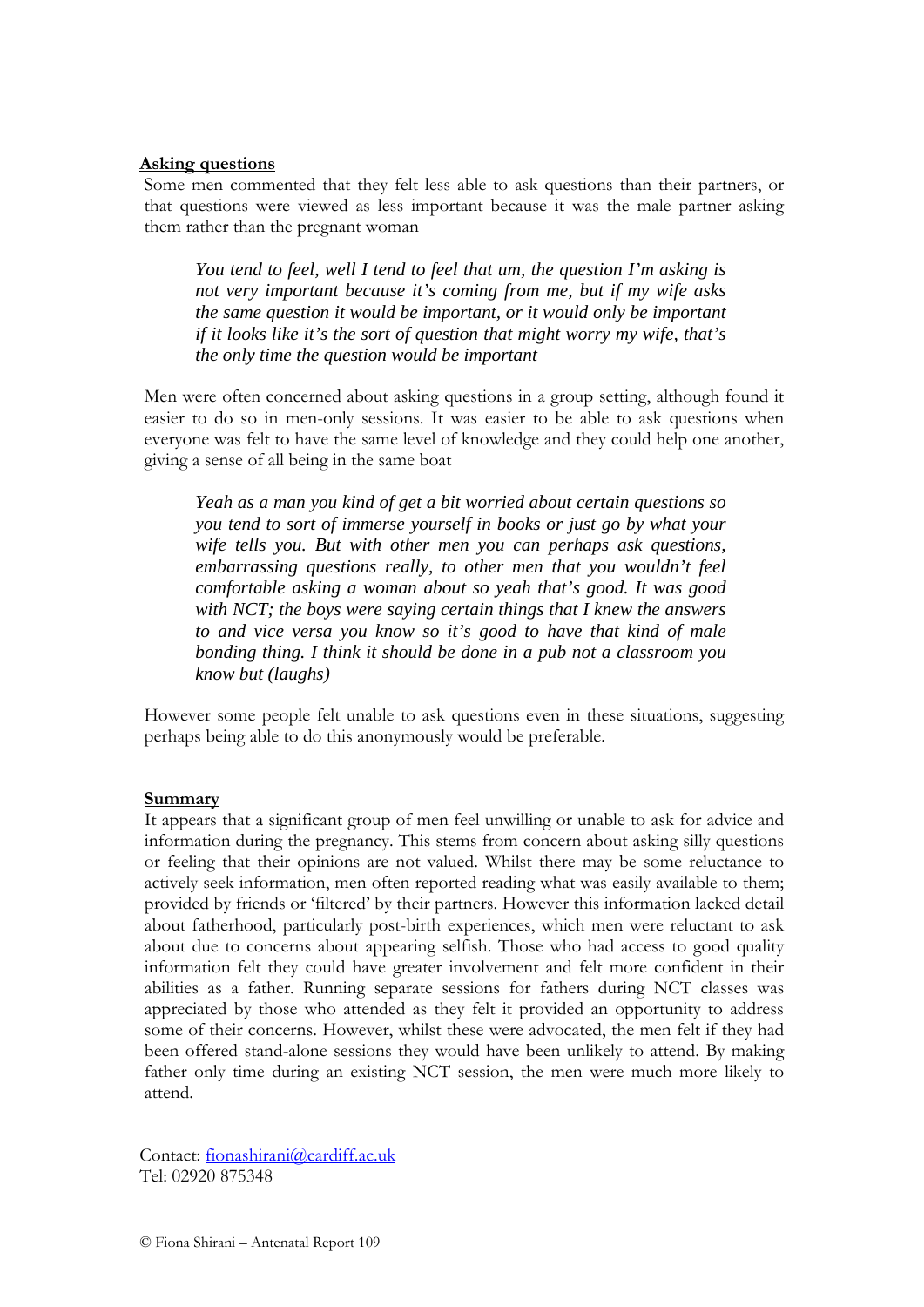**Asking questions**

Some men commented that they felt less able to ask questions than their partners, or that questions were viewed as less important because it was the male partner asking them rather than the pregnant woman

> *You tend to feel, well I tend to feel that um, the question I'm asking is not very important because it's coming from me, but if my wife asks the same question it would be important, or it would only be important if it looks like it's the sort of question that might worry my wife, that's the only time the question would be important*

Men were often concerned about asking questions in a group setting, although found it easier to do so in men-only sessions. It was easier to be able to ask questions when everyone was felt to have the same level of knowledge and they could help one another, giving a sense of all being in the same boat

> *Yeah as a man you kind of get a bit worried about certain questions so you tend to sort of immerse yourself in books or just go by what your wife tells you. But with other men you can perhaps ask questions, embarrassing questions really, to other men that you wouldn't feel comfortable asking a woman about so yeah that's good. It was good with NCT; the boys were saying certain things that I knew the answers to and vice versa you know so it's good to have that kind of male bonding thing. I think it should be done in a pub not a classroom you know but (laughs)*

However some people felt unable to ask questions even in these situations, suggesting perhaps being able to do this anonymously would be preferable.

**Summary**

It appears that a significant group of men feel unwilling or unable to ask for advice and information during the pregnancy. This stems from concern about asking silly questions or feeling that their opinions are not valued. Whilst there may be some reluctance to actively seek information, men often reported reading what was easily available to them; provided by friends or 'filtered' by their partners. However this information lacked detail about fatherhood, particularly post-birth experiences, which men were reluctant to ask about due to concerns about appearing selfish. Those who had access to good quality information felt they could have greater involvement and felt more confident in their abilities as a father. Running separate sessions for fathers during NCT classes was appreciated by those who attended as they felt it provided an opportunity to address some of their concerns. However, whilst these were advocated, the men felt if they had been offered stand-alone sessions they would have been unlikely to attend. By making father only time during an existing NCT session, the men were much more likely to attend.

Contact: fionashirani@cardiff.ac.uk
Tel: 02920 875348

© Fiona Shirani – Antenatal Report 109